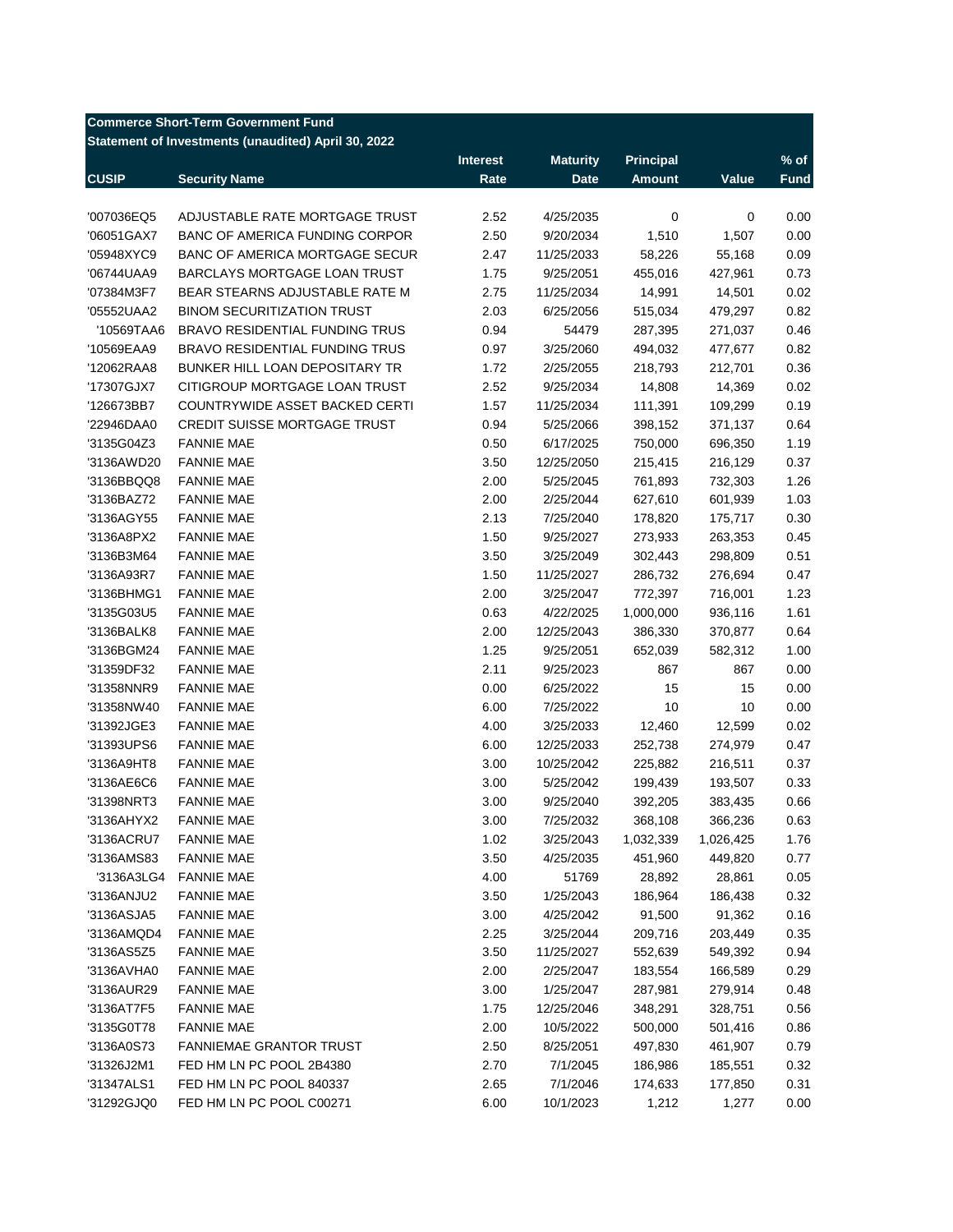**Commerce Short-Term Government Fund**
**Statement of Investments (unaudited) April 30, 2022**

| CUSIP | Security Name | Interest Rate | Maturity Date | Principal Amount | Value | % of Fund |
|---|---|---|---|---|---|---|
| '007036EQ5 | ADJUSTABLE RATE MORTGAGE TRUST | 2.52 | 4/25/2035 | 0 | 0 | 0.00 |
| '06051GAX7 | BANC OF AMERICA FUNDING CORPOR | 2.50 | 9/20/2034 | 1,510 | 1,507 | 0.00 |
| '05948XYC9 | BANC OF AMERICA MORTGAGE SECUR | 2.47 | 11/25/2033 | 58,226 | 55,168 | 0.09 |
| '06744UAA9 | BARCLAYS MORTGAGE LOAN TRUST | 1.75 | 9/25/2051 | 455,016 | 427,961 | 0.73 |
| '07384M3F7 | BEAR STEARNS ADJUSTABLE RATE M | 2.75 | 11/25/2034 | 14,991 | 14,501 | 0.02 |
| '05552UAA2 | BINOM SECURITIZATION TRUST | 2.03 | 6/25/2056 | 515,034 | 479,297 | 0.82 |
| '10569TAA6 | BRAVO RESIDENTIAL FUNDING TRUS | 0.94 | 54479 | 287,395 | 271,037 | 0.46 |
| '10569EAA9 | BRAVO RESIDENTIAL FUNDING TRUS | 0.97 | 3/25/2060 | 494,032 | 477,677 | 0.82 |
| '12062RAA8 | BUNKER HILL LOAN DEPOSITARY TR | 1.72 | 2/25/2055 | 218,793 | 212,701 | 0.36 |
| '17307GJX7 | CITIGROUP MORTGAGE LOAN TRUST | 2.52 | 9/25/2034 | 14,808 | 14,369 | 0.02 |
| '126673BB7 | COUNTRYWIDE ASSET BACKED CERTI | 1.57 | 11/25/2034 | 111,391 | 109,299 | 0.19 |
| '22946DAA0 | CREDIT SUISSE MORTGAGE TRUST | 0.94 | 5/25/2066 | 398,152 | 371,137 | 0.64 |
| '3135G04Z3 | FANNIE MAE | 0.50 | 6/17/2025 | 750,000 | 696,350 | 1.19 |
| '3136AWD20 | FANNIE MAE | 3.50 | 12/25/2050 | 215,415 | 216,129 | 0.37 |
| '3136BBQQ8 | FANNIE MAE | 2.00 | 5/25/2045 | 761,893 | 732,303 | 1.26 |
| '3136BAZ72 | FANNIE MAE | 2.00 | 2/25/2044 | 627,610 | 601,939 | 1.03 |
| '3136AGY55 | FANNIE MAE | 2.13 | 7/25/2040 | 178,820 | 175,717 | 0.30 |
| '3136A8PX2 | FANNIE MAE | 1.50 | 9/25/2027 | 273,933 | 263,353 | 0.45 |
| '3136B3M64 | FANNIE MAE | 3.50 | 3/25/2049 | 302,443 | 298,809 | 0.51 |
| '3136A93R7 | FANNIE MAE | 1.50 | 11/25/2027 | 286,732 | 276,694 | 0.47 |
| '3136BHMG1 | FANNIE MAE | 2.00 | 3/25/2047 | 772,397 | 716,001 | 1.23 |
| '3135G03U5 | FANNIE MAE | 0.63 | 4/22/2025 | 1,000,000 | 936,116 | 1.61 |
| '3136BALK8 | FANNIE MAE | 2.00 | 12/25/2043 | 386,330 | 370,877 | 0.64 |
| '3136BGM24 | FANNIE MAE | 1.25 | 9/25/2051 | 652,039 | 582,312 | 1.00 |
| '31359DF32 | FANNIE MAE | 2.11 | 9/25/2023 | 867 | 867 | 0.00 |
| '31358NNR9 | FANNIE MAE | 0.00 | 6/25/2022 | 15 | 15 | 0.00 |
| '31358NW40 | FANNIE MAE | 6.00 | 7/25/2022 | 10 | 10 | 0.00 |
| '31392JGE3 | FANNIE MAE | 4.00 | 3/25/2033 | 12,460 | 12,599 | 0.02 |
| '31393UPS6 | FANNIE MAE | 6.00 | 12/25/2033 | 252,738 | 274,979 | 0.47 |
| '3136A9HT8 | FANNIE MAE | 3.00 | 10/25/2042 | 225,882 | 216,511 | 0.37 |
| '3136AE6C6 | FANNIE MAE | 3.00 | 5/25/2042 | 199,439 | 193,507 | 0.33 |
| '31398NRT3 | FANNIE MAE | 3.00 | 9/25/2040 | 392,205 | 383,435 | 0.66 |
| '3136AHYX2 | FANNIE MAE | 3.00 | 7/25/2032 | 368,108 | 366,236 | 0.63 |
| '3136ACRU7 | FANNIE MAE | 1.02 | 3/25/2043 | 1,032,339 | 1,026,425 | 1.76 |
| '3136AMS83 | FANNIE MAE | 3.50 | 4/25/2035 | 451,960 | 449,820 | 0.77 |
| '3136A3LG4 | FANNIE MAE | 4.00 | 51769 | 28,892 | 28,861 | 0.05 |
| '3136ANJU2 | FANNIE MAE | 3.50 | 1/25/2043 | 186,964 | 186,438 | 0.32 |
| '3136ASJA5 | FANNIE MAE | 3.00 | 4/25/2042 | 91,500 | 91,362 | 0.16 |
| '3136AMQD4 | FANNIE MAE | 2.25 | 3/25/2044 | 209,716 | 203,449 | 0.35 |
| '3136AS5Z5 | FANNIE MAE | 3.50 | 11/25/2027 | 552,639 | 549,392 | 0.94 |
| '3136AVHA0 | FANNIE MAE | 2.00 | 2/25/2047 | 183,554 | 166,589 | 0.29 |
| '3136AUR29 | FANNIE MAE | 3.00 | 1/25/2047 | 287,981 | 279,914 | 0.48 |
| '3136AT7F5 | FANNIE MAE | 1.75 | 12/25/2046 | 348,291 | 328,751 | 0.56 |
| '3135G0T78 | FANNIE MAE | 2.00 | 10/5/2022 | 500,000 | 501,416 | 0.86 |
| '3136A0S73 | FANNIEMAE GRANTOR TRUST | 2.50 | 8/25/2051 | 497,830 | 461,907 | 0.79 |
| '31326J2M1 | FED HM LN PC POOL 2B4380 | 2.70 | 7/1/2045 | 186,986 | 185,551 | 0.32 |
| '31347ALS1 | FED HM LN PC POOL 840337 | 2.65 | 7/1/2046 | 174,633 | 177,850 | 0.31 |
| '31292GJQ0 | FED HM LN PC POOL C00271 | 6.00 | 10/1/2023 | 1,212 | 1,277 | 0.00 |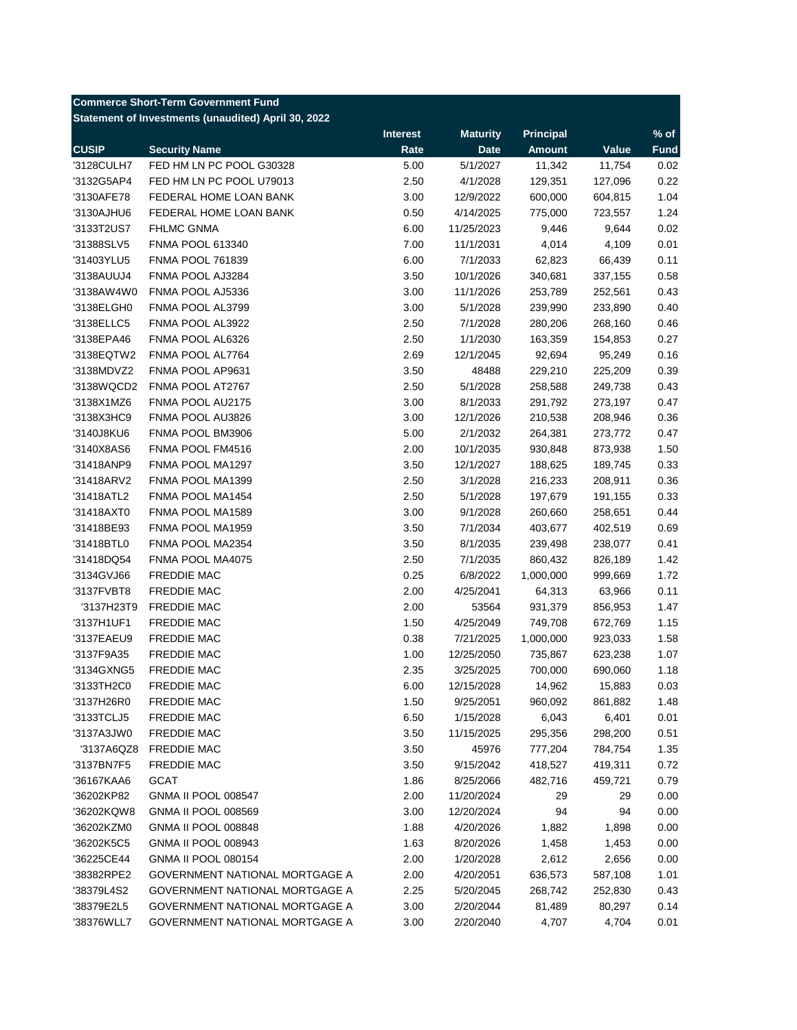**Commerce Short-Term Government Fund**
**Statement of Investments (unaudited) April 30, 2022**

| CUSIP | Security Name | Interest Rate | Maturity Date | Principal Amount | Value | % of Fund |
|---|---|---|---|---|---|---|
| '3128CULH7 | FED HM LN PC POOL G30328 | 5.00 | 5/1/2027 | 11,342 | 11,754 | 0.02 |
| '3132G5AP4 | FED HM LN PC POOL U79013 | 2.50 | 4/1/2028 | 129,351 | 127,096 | 0.22 |
| '3130AFE78 | FEDERAL HOME LOAN BANK | 3.00 | 12/9/2022 | 600,000 | 604,815 | 1.04 |
| '3130AJHU6 | FEDERAL HOME LOAN BANK | 0.50 | 4/14/2025 | 775,000 | 723,557 | 1.24 |
| '3133T2US7 | FHLMC GNMA | 6.00 | 11/25/2023 | 9,446 | 9,644 | 0.02 |
| '31388SLV5 | FNMA POOL 613340 | 7.00 | 11/1/2031 | 4,014 | 4,109 | 0.01 |
| '31403YLU5 | FNMA POOL 761839 | 6.00 | 7/1/2033 | 62,823 | 66,439 | 0.11 |
| '3138AUUJ4 | FNMA POOL AJ3284 | 3.50 | 10/1/2026 | 340,681 | 337,155 | 0.58 |
| '3138AW4W0 | FNMA POOL AJ5336 | 3.00 | 11/1/2026 | 253,789 | 252,561 | 0.43 |
| '3138ELGH0 | FNMA POOL AL3799 | 3.00 | 5/1/2028 | 239,990 | 233,890 | 0.40 |
| '3138ELLC5 | FNMA POOL AL3922 | 2.50 | 7/1/2028 | 280,206 | 268,160 | 0.46 |
| '3138EPA46 | FNMA POOL AL6326 | 2.50 | 1/1/2030 | 163,359 | 154,853 | 0.27 |
| '3138EQTW2 | FNMA POOL AL7764 | 2.69 | 12/1/2045 | 92,694 | 95,249 | 0.16 |
| '3138MDVZ2 | FNMA POOL AP9631 | 3.50 | 48488 | 229,210 | 225,209 | 0.39 |
| '3138WQCD2 | FNMA POOL AT2767 | 2.50 | 5/1/2028 | 258,588 | 249,738 | 0.43 |
| '3138X1MZ6 | FNMA POOL AU2175 | 3.00 | 8/1/2033 | 291,792 | 273,197 | 0.47 |
| '3138X3HC9 | FNMA POOL AU3826 | 3.00 | 12/1/2026 | 210,538 | 208,946 | 0.36 |
| '3140J8KU6 | FNMA POOL BM3906 | 5.00 | 2/1/2032 | 264,381 | 273,772 | 0.47 |
| '3140X8AS6 | FNMA POOL FM4516 | 2.00 | 10/1/2035 | 930,848 | 873,938 | 1.50 |
| '31418ANP9 | FNMA POOL MA1297 | 3.50 | 12/1/2027 | 188,625 | 189,745 | 0.33 |
| '31418ARV2 | FNMA POOL MA1399 | 2.50 | 3/1/2028 | 216,233 | 208,911 | 0.36 |
| '31418ATL2 | FNMA POOL MA1454 | 2.50 | 5/1/2028 | 197,679 | 191,155 | 0.33 |
| '31418AXT0 | FNMA POOL MA1589 | 3.00 | 9/1/2028 | 260,660 | 258,651 | 0.44 |
| '31418BE93 | FNMA POOL MA1959 | 3.50 | 7/1/2034 | 403,677 | 402,519 | 0.69 |
| '31418BTL0 | FNMA POOL MA2354 | 3.50 | 8/1/2035 | 239,498 | 238,077 | 0.41 |
| '31418DQ54 | FNMA POOL MA4075 | 2.50 | 7/1/2035 | 860,432 | 826,189 | 1.42 |
| '3134GVJ66 | FREDDIE MAC | 0.25 | 6/8/2022 | 1,000,000 | 999,669 | 1.72 |
| '3137FVBT8 | FREDDIE MAC | 2.00 | 4/25/2041 | 64,313 | 63,966 | 0.11 |
| '3137H23T9 | FREDDIE MAC | 2.00 | 53564 | 931,379 | 856,953 | 1.47 |
| '3137H1UF1 | FREDDIE MAC | 1.50 | 4/25/2049 | 749,708 | 672,769 | 1.15 |
| '3137EAEU9 | FREDDIE MAC | 0.38 | 7/21/2025 | 1,000,000 | 923,033 | 1.58 |
| '3137F9A35 | FREDDIE MAC | 1.00 | 12/25/2050 | 735,867 | 623,238 | 1.07 |
| '3134GXNG5 | FREDDIE MAC | 2.35 | 3/25/2025 | 700,000 | 690,060 | 1.18 |
| '3133TH2C0 | FREDDIE MAC | 6.00 | 12/15/2028 | 14,962 | 15,883 | 0.03 |
| '3137H26R0 | FREDDIE MAC | 1.50 | 9/25/2051 | 960,092 | 861,882 | 1.48 |
| '3133TCLJ5 | FREDDIE MAC | 6.50 | 1/15/2028 | 6,043 | 6,401 | 0.01 |
| '3137A3JW0 | FREDDIE MAC | 3.50 | 11/15/2025 | 295,356 | 298,200 | 0.51 |
| '3137A6QZ8 | FREDDIE MAC | 3.50 | 45976 | 777,204 | 784,754 | 1.35 |
| '3137BN7F5 | FREDDIE MAC | 3.50 | 9/15/2042 | 418,527 | 419,311 | 0.72 |
| '36167KAA6 | GCAT | 1.86 | 8/25/2066 | 482,716 | 459,721 | 0.79 |
| '36202KP82 | GNMA II POOL 008547 | 2.00 | 11/20/2024 | 29 | 29 | 0.00 |
| '36202KQW8 | GNMA II POOL 008569 | 3.00 | 12/20/2024 | 94 | 94 | 0.00 |
| '36202KZM0 | GNMA II POOL 008848 | 1.88 | 4/20/2026 | 1,882 | 1,898 | 0.00 |
| '36202K5C5 | GNMA II POOL 008943 | 1.63 | 8/20/2026 | 1,458 | 1,453 | 0.00 |
| '36225CE44 | GNMA II POOL 080154 | 2.00 | 1/20/2028 | 2,612 | 2,656 | 0.00 |
| '38382RPE2 | GOVERNMENT NATIONAL MORTGAGE A | 2.00 | 4/20/2051 | 636,573 | 587,108 | 1.01 |
| '38379L4S2 | GOVERNMENT NATIONAL MORTGAGE A | 2.25 | 5/20/2045 | 268,742 | 252,830 | 0.43 |
| '38379E2L5 | GOVERNMENT NATIONAL MORTGAGE A | 3.00 | 2/20/2044 | 81,489 | 80,297 | 0.14 |
| '38376WLL7 | GOVERNMENT NATIONAL MORTGAGE A | 3.00 | 2/20/2040 | 4,707 | 4,704 | 0.01 |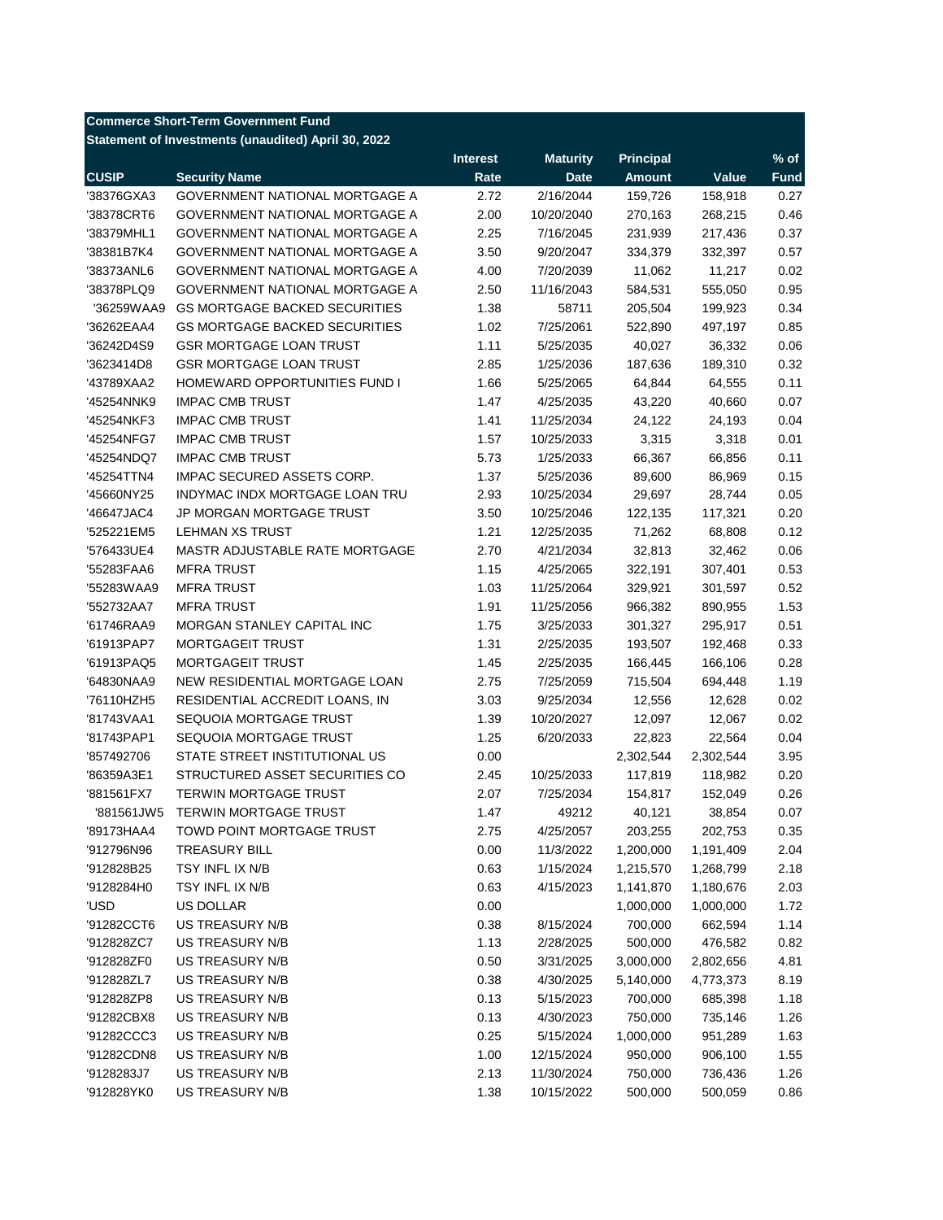**Commerce Short-Term Government Fund**
**Statement of Investments (unaudited) April 30, 2022**

| CUSIP | Security Name | Interest Rate | Maturity Date | Principal Amount | Value | % of Fund |
|---|---|---|---|---|---|---|
| '38376GXA3 | GOVERNMENT NATIONAL MORTGAGE A | 2.72 | 2/16/2044 | 159,726 | 158,918 | 0.27 |
| '38378CRT6 | GOVERNMENT NATIONAL MORTGAGE A | 2.00 | 10/20/2040 | 270,163 | 268,215 | 0.46 |
| '38379MHL1 | GOVERNMENT NATIONAL MORTGAGE A | 2.25 | 7/16/2045 | 231,939 | 217,436 | 0.37 |
| '38381B7K4 | GOVERNMENT NATIONAL MORTGAGE A | 3.50 | 9/20/2047 | 334,379 | 332,397 | 0.57 |
| '38373ANL6 | GOVERNMENT NATIONAL MORTGAGE A | 4.00 | 7/20/2039 | 11,062 | 11,217 | 0.02 |
| '38378PLQ9 | GOVERNMENT NATIONAL MORTGAGE A | 2.50 | 11/16/2043 | 584,531 | 555,050 | 0.95 |
| '36259WAA9 | GS MORTGAGE BACKED SECURITIES | 1.38 | 58711 | 205,504 | 199,923 | 0.34 |
| '36262EAA4 | GS MORTGAGE BACKED SECURITIES | 1.02 | 7/25/2061 | 522,890 | 497,197 | 0.85 |
| '36242D4S9 | GSR MORTGAGE LOAN TRUST | 1.11 | 5/25/2035 | 40,027 | 36,332 | 0.06 |
| '3623414D8 | GSR MORTGAGE LOAN TRUST | 2.85 | 1/25/2036 | 187,636 | 189,310 | 0.32 |
| '43789XAA2 | HOMEWARD OPPORTUNITIES FUND I | 1.66 | 5/25/2065 | 64,844 | 64,555 | 0.11 |
| '45254NNK9 | IMPAC CMB TRUST | 1.47 | 4/25/2035 | 43,220 | 40,660 | 0.07 |
| '45254NKF3 | IMPAC CMB TRUST | 1.41 | 11/25/2034 | 24,122 | 24,193 | 0.04 |
| '45254NFG7 | IMPAC CMB TRUST | 1.57 | 10/25/2033 | 3,315 | 3,318 | 0.01 |
| '45254NDQ7 | IMPAC CMB TRUST | 5.73 | 1/25/2033 | 66,367 | 66,856 | 0.11 |
| '45254TTN4 | IMPAC SECURED ASSETS CORP. | 1.37 | 5/25/2036 | 89,600 | 86,969 | 0.15 |
| '45660NY25 | INDYMAC INDX MORTGAGE LOAN TRU | 2.93 | 10/25/2034 | 29,697 | 28,744 | 0.05 |
| '46647JAC4 | JP MORGAN MORTGAGE TRUST | 3.50 | 10/25/2046 | 122,135 | 117,321 | 0.20 |
| '525221EM5 | LEHMAN XS TRUST | 1.21 | 12/25/2035 | 71,262 | 68,808 | 0.12 |
| '576433UE4 | MASTR ADJUSTABLE RATE MORTGAGE | 2.70 | 4/21/2034 | 32,813 | 32,462 | 0.06 |
| '55283FAA6 | MFRA TRUST | 1.15 | 4/25/2065 | 322,191 | 307,401 | 0.53 |
| '55283WAA9 | MFRA TRUST | 1.03 | 11/25/2064 | 329,921 | 301,597 | 0.52 |
| '552732AA7 | MFRA TRUST | 1.91 | 11/25/2056 | 966,382 | 890,955 | 1.53 |
| '61746RAA9 | MORGAN STANLEY CAPITAL INC | 1.75 | 3/25/2033 | 301,327 | 295,917 | 0.51 |
| '61913PAP7 | MORTGAGEIT TRUST | 1.31 | 2/25/2035 | 193,507 | 192,468 | 0.33 |
| '61913PAQ5 | MORTGAGEIT TRUST | 1.45 | 2/25/2035 | 166,445 | 166,106 | 0.28 |
| '64830NAA9 | NEW RESIDENTIAL MORTGAGE LOAN | 2.75 | 7/25/2059 | 715,504 | 694,448 | 1.19 |
| '76110HZH5 | RESIDENTIAL ACCREDIT LOANS, IN | 3.03 | 9/25/2034 | 12,556 | 12,628 | 0.02 |
| '81743VAA1 | SEQUOIA MORTGAGE TRUST | 1.39 | 10/20/2027 | 12,097 | 12,067 | 0.02 |
| '81743PAP1 | SEQUOIA MORTGAGE TRUST | 1.25 | 6/20/2033 | 22,823 | 22,564 | 0.04 |
| '857492706 | STATE STREET INSTITUTIONAL US | 0.00 | | 2,302,544 | 2,302,544 | 3.95 |
| '86359A3E1 | STRUCTURED ASSET SECURITIES CO | 2.45 | 10/25/2033 | 117,819 | 118,982 | 0.20 |
| '881561FX7 | TERWIN MORTGAGE TRUST | 2.07 | 7/25/2034 | 154,817 | 152,049 | 0.26 |
| '881561JW5 | TERWIN MORTGAGE TRUST | 1.47 | 49212 | 40,121 | 38,854 | 0.07 |
| '89173HAA4 | TOWD POINT MORTGAGE TRUST | 2.75 | 4/25/2057 | 203,255 | 202,753 | 0.35 |
| '912796N96 | TREASURY BILL | 0.00 | 11/3/2022 | 1,200,000 | 1,191,409 | 2.04 |
| '912828B25 | TSY INFL IX N/B | 0.63 | 1/15/2024 | 1,215,570 | 1,268,799 | 2.18 |
| '9128284H0 | TSY INFL IX N/B | 0.63 | 4/15/2023 | 1,141,870 | 1,180,676 | 2.03 |
| 'USD | US DOLLAR | 0.00 | | 1,000,000 | 1,000,000 | 1.72 |
| '91282CCT6 | US TREASURY N/B | 0.38 | 8/15/2024 | 700,000 | 662,594 | 1.14 |
| '912828ZC7 | US TREASURY N/B | 1.13 | 2/28/2025 | 500,000 | 476,582 | 0.82 |
| '912828ZF0 | US TREASURY N/B | 0.50 | 3/31/2025 | 3,000,000 | 2,802,656 | 4.81 |
| '912828ZL7 | US TREASURY N/B | 0.38 | 4/30/2025 | 5,140,000 | 4,773,373 | 8.19 |
| '912828ZP8 | US TREASURY N/B | 0.13 | 5/15/2023 | 700,000 | 685,398 | 1.18 |
| '91282CBX8 | US TREASURY N/B | 0.13 | 4/30/2023 | 750,000 | 735,146 | 1.26 |
| '91282CCC3 | US TREASURY N/B | 0.25 | 5/15/2024 | 1,000,000 | 951,289 | 1.63 |
| '91282CDN8 | US TREASURY N/B | 1.00 | 12/15/2024 | 950,000 | 906,100 | 1.55 |
| '9128283J7 | US TREASURY N/B | 2.13 | 11/30/2024 | 750,000 | 736,436 | 1.26 |
| '912828YK0 | US TREASURY N/B | 1.38 | 10/15/2022 | 500,000 | 500,059 | 0.86 |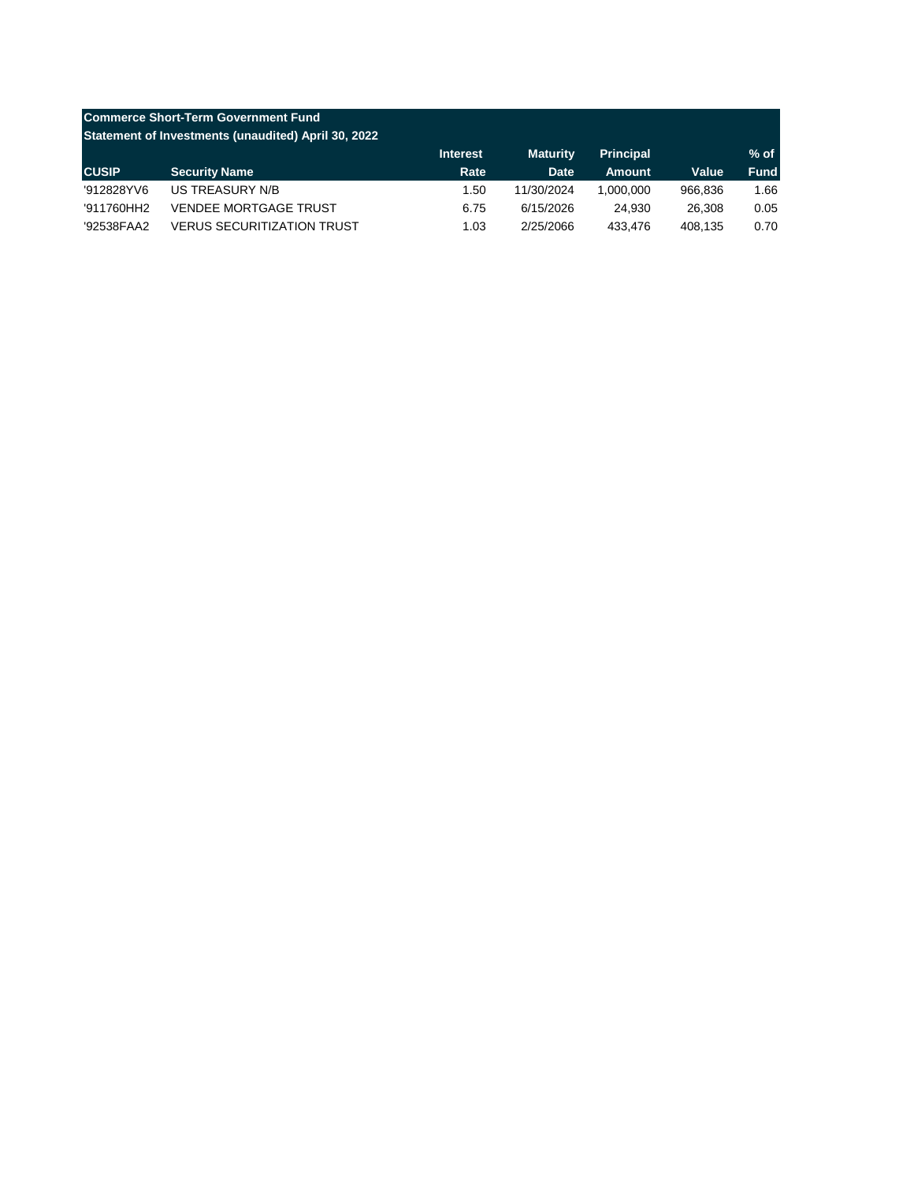**Commerce Short-Term Government Fund**

**Statement of Investments (unaudited) April 30, 2022**

| CUSIP | Security Name | Interest Rate | Maturity Date | Principal Amount | Value | % of Fund |
|---|---|---|---|---|---|---|
| '912828YV6 | US TREASURY N/B | 1.50 | 11/30/2024 | 1,000,000 | 966,836 | 1.66 |
| '911760HH2 | VENDEE MORTGAGE TRUST | 6.75 | 6/15/2026 | 24,930 | 26,308 | 0.05 |
| '92538FAA2 | VERUS SECURITIZATION TRUST | 1.03 | 2/25/2066 | 433,476 | 408,135 | 0.70 |